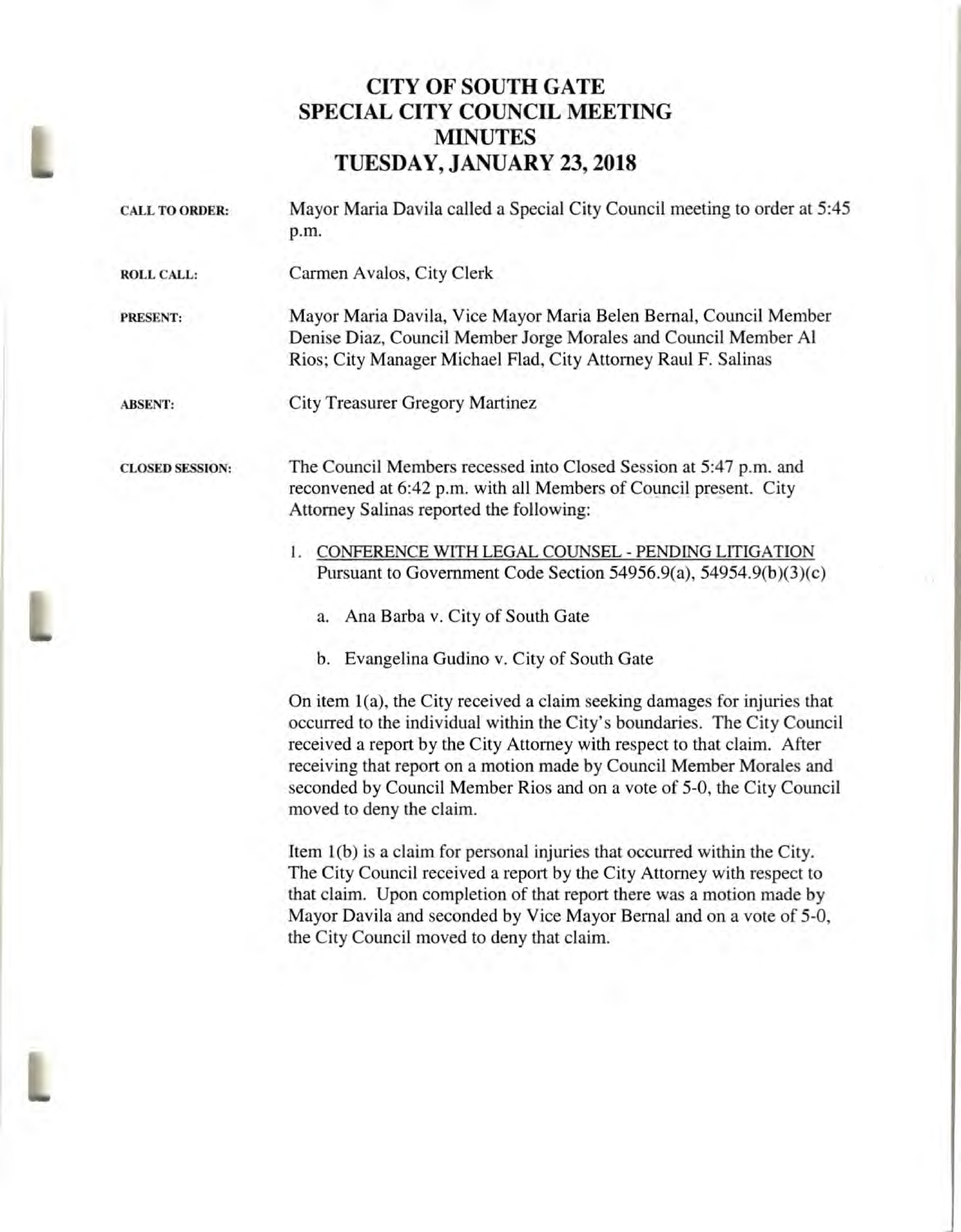# CITY OF SOUTH GATE
# SPECIAL CITY COUNCIL MEETING
# MINUTES
# TUESDAY, JANUARY 23, 2018

**CALL TO ORDER:** Mayor Maria Davila called a Special City Council meeting to order at 5:45 p.m.

**ROLL CALL:** Carmen Avalos, City Clerk

**PRESENT:** Mayor Maria Davila, Vice Mayor Maria Belen Bernal, Council Member Denise Diaz, Council Member Jorge Morales and Council Member Al Rios; City Manager Michael Flad, City Attorney Raul F. Salinas

**ABSENT:** City Treasurer Gregory Martinez

**CLOSED SESSION:** The Council Members recessed into Closed Session at 5:47 p.m. and reconvened at 6:42 p.m. with all Members of Council present. City Attorney Salinas reported the following:

1. CONFERENCE WITH LEGAL COUNSEL - PENDING LITIGATION
   Pursuant to Government Code Section 54956.9(a), 54954.9(b)(3)(c)

   a. Ana Barba v. City of South Gate

   b. Evangelina Gudino v. City of South Gate

On item 1(a), the City received a claim seeking damages for injuries that occurred to the individual within the City's boundaries. The City Council received a report by the City Attorney with respect to that claim. After receiving that report on a motion made by Council Member Morales and seconded by Council Member Rios and on a vote of 5-0, the City Council moved to deny the claim.

Item 1(b) is a claim for personal injuries that occurred within the City. The City Council received a report by the City Attorney with respect to that claim. Upon completion of that report there was a motion made by Mayor Davila and seconded by Vice Mayor Bernal and on a vote of 5-0, the City Council moved to deny that claim.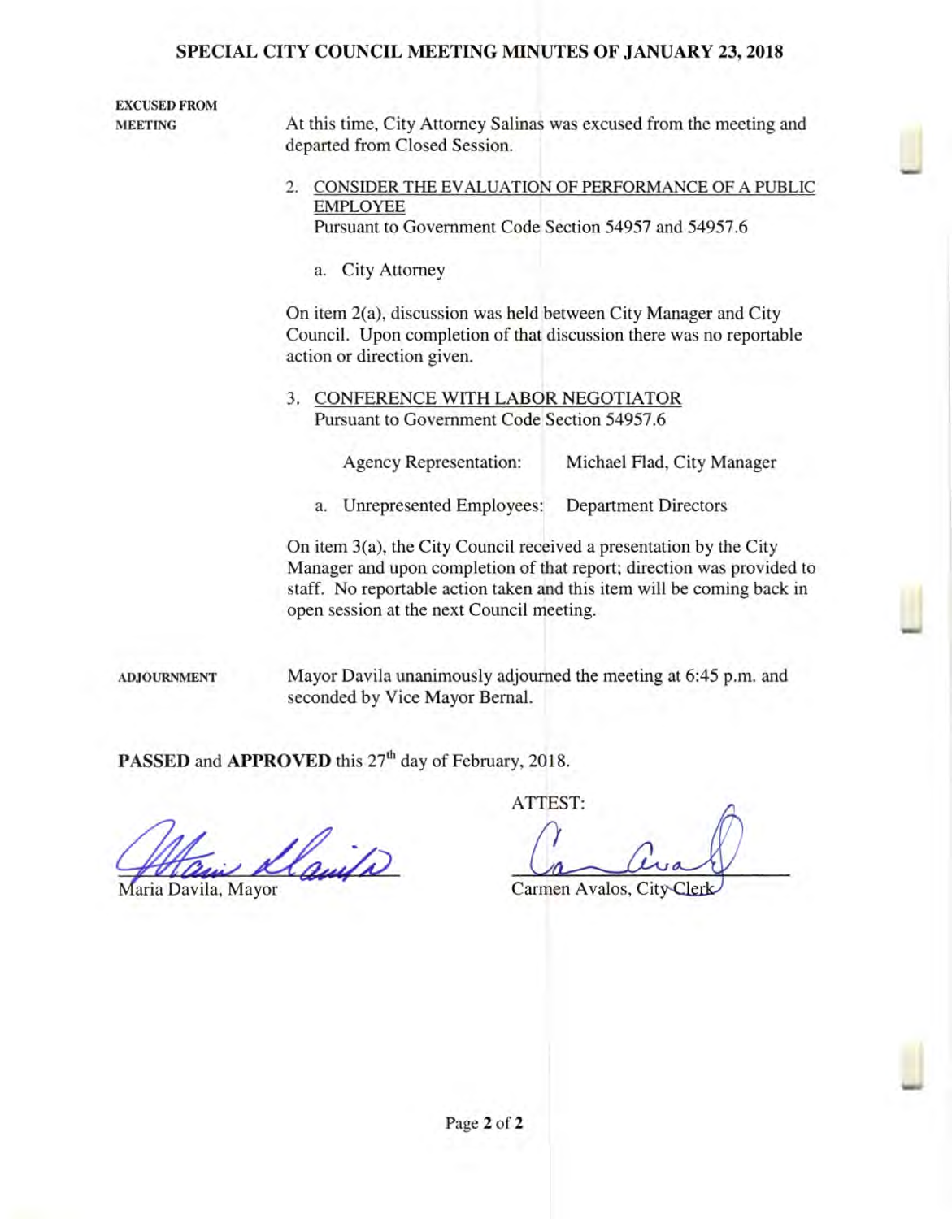**EXCUSED FROM MEETING**

At this time, City Attorney Salinas was excused from the meeting and departed from Closed Session.

2. CONSIDER THE EVALUATION OF PERFORMANCE OF A PUBLIC EMPLOYEE
   Pursuant to Government Code Section 54957 and 54957.6

   a. City Attorney

On item 2(a), discussion was held between City Manager and City Council. Upon completion of that discussion there was no reportable action or direction given.

3. CONFERENCE WITH LABOR NEGOTIATOR
   Pursuant to Government Code Section 54957.6

   Agency Representation: Michael Flad, City Manager

   a. Unrepresented Employees: Department Directors

On item 3(a), the City Council received a presentation by the City Manager and upon completion of that report; direction was provided to staff. No reportable action taken and this item will be coming back in open session at the next Council meeting.

**ADJOURNMENT**

Mayor Davila unanimously adjourned the meeting at 6:45 p.m. and seconded by Vice Mayor Bernal.

**PASSED** and **APPROVED** this 27th day of February, 2018.

Maria Davila, Mayor

ATTEST:

Carmen Avalos, City Clerk